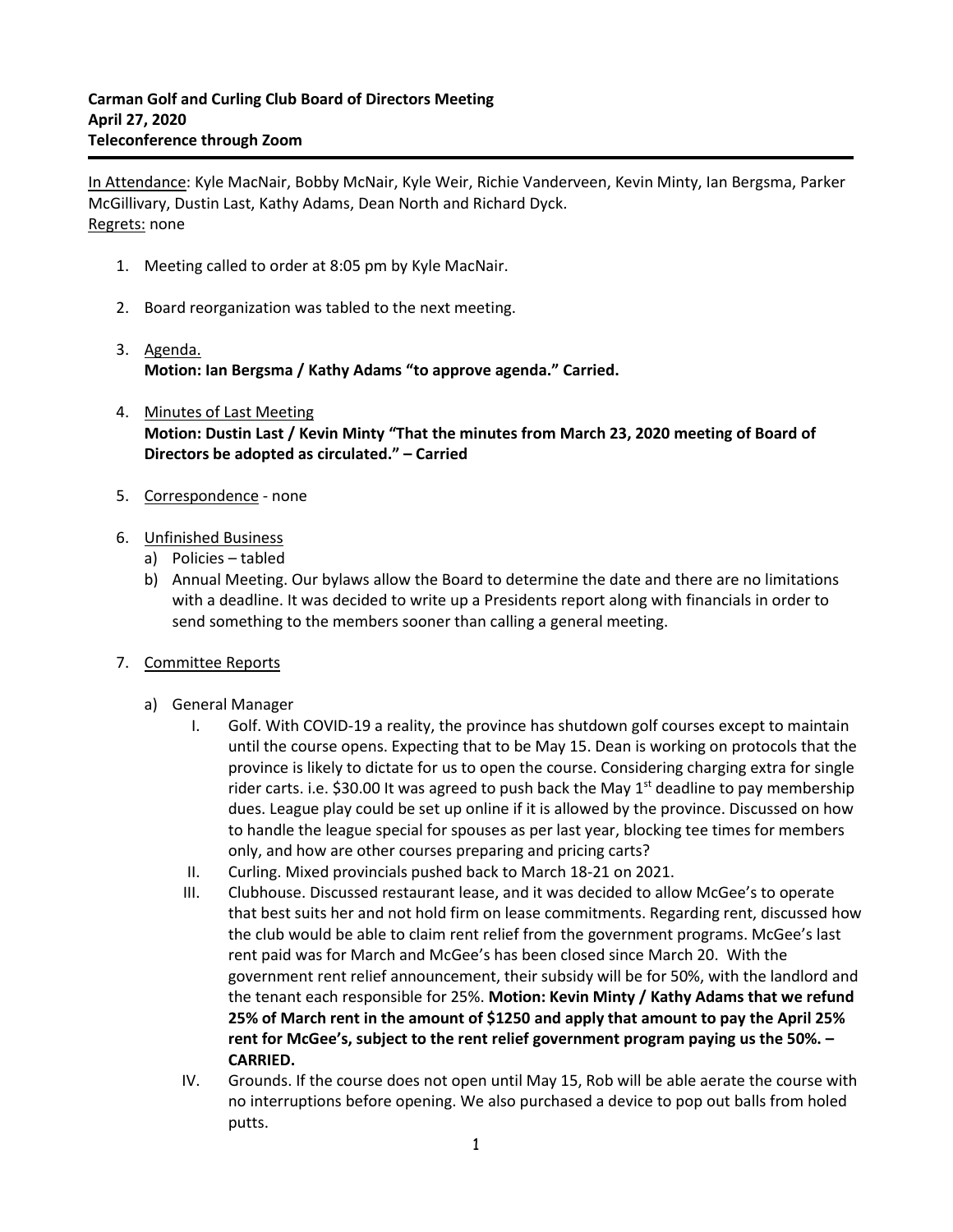**Carman Golf and Curling Club Board of Directors Meeting**
**April 27, 2020**
**Teleconference through Zoom**

In Attendance: Kyle MacNair, Bobby McNair, Kyle Weir, Richie Vanderveen, Kevin Minty, Ian Bergsma, Parker McGillivary, Dustin Last, Kathy Adams, Dean North and Richard Dyck.
Regrets: none

1. Meeting called to order at 8:05 pm by Kyle MacNair.

2. Board reorganization was tabled to the next meeting.

3. Agenda.
   **Motion: Ian Bergsma / Kathy Adams "to approve agenda." Carried.**

4. Minutes of Last Meeting
   **Motion: Dustin Last / Kevin Minty "That the minutes from March 23, 2020 meeting of Board of Directors be adopted as circulated." – Carried**

5. Correspondence - none

6. Unfinished Business
   a) Policies – tabled
   b) Annual Meeting. Our bylaws allow the Board to determine the date and there are no limitations with a deadline. It was decided to write up a Presidents report along with financials in order to send something to the members sooner than calling a general meeting.

7. Committee Reports

   a) General Manager
      I. Golf. With COVID-19 a reality, the province has shutdown golf courses except to maintain until the course opens. Expecting that to be May 15. Dean is working on protocols that the province is likely to dictate for us to open the course. Considering charging extra for single rider carts. i.e. $30.00 It was agreed to push back the May 1st deadline to pay membership dues. League play could be set up online if it is allowed by the province. Discussed on how to handle the league special for spouses as per last year, blocking tee times for members only, and how are other courses preparing and pricing carts?
      II. Curling. Mixed provincials pushed back to March 18-21 on 2021.
      III. Clubhouse. Discussed restaurant lease, and it was decided to allow McGee's to operate that best suits her and not hold firm on lease commitments. Regarding rent, discussed how the club would be able to claim rent relief from the government programs. McGee's last rent paid was for March and McGee's has been closed since March 20. With the government rent relief announcement, their subsidy will be for 50%, with the landlord and the tenant each responsible for 25%. **Motion: Kevin Minty / Kathy Adams that we refund 25% of March rent in the amount of $1250 and apply that amount to pay the April 25% rent for McGee's, subject to the rent relief government program paying us the 50%. – CARRIED.**
      IV. Grounds. If the course does not open until May 15, Rob will be able aerate the course with no interruptions before opening. We also purchased a device to pop out balls from holed putts.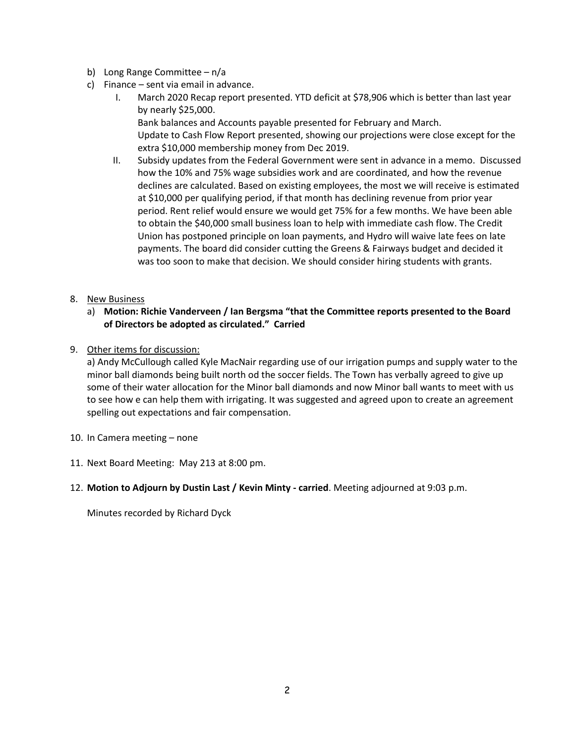b) Long Range Committee – n/a

c) Finance – sent via email in advance.

   I. March 2020 Recap report presented. YTD deficit at $78,906 which is better than last year by nearly $25,000.
   Bank balances and Accounts payable presented for February and March.
   Update to Cash Flow Report presented, showing our projections were close except for the extra $10,000 membership money from Dec 2019.

   II. Subsidy updates from the Federal Government were sent in advance in a memo. Discussed how the 10% and 75% wage subsidies work and are coordinated, and how the revenue declines are calculated. Based on existing employees, the most we will receive is estimated at $10,000 per qualifying period, if that month has declining revenue from prior year period. Rent relief would ensure we would get 75% for a few months. We have been able to obtain the $40,000 small business loan to help with immediate cash flow. The Credit Union has postponed principle on loan payments, and Hydro will waive late fees on late payments. The board did consider cutting the Greens & Fairways budget and decided it was too soon to make that decision. We should consider hiring students with grants.

8. <u>New Business</u>

   a) **Motion: Richie Vanderveen / Ian Bergsma "that the Committee reports presented to the Board of Directors be adopted as circulated." Carried**

9. <u>Other items for discussion:</u>

   a) Andy McCullough called Kyle MacNair regarding use of our irrigation pumps and supply water to the minor ball diamonds being built north od the soccer fields. The Town has verbally agreed to give up some of their water allocation for the Minor ball diamonds and now Minor ball wants to meet with us to see how e can help them with irrigating. It was suggested and agreed upon to create an agreement spelling out expectations and fair compensation.

10. In Camera meeting – none

11. Next Board Meeting: May 213 at 8:00 pm.

12. **Motion to Adjourn by Dustin Last / Kevin Minty - carried**. Meeting adjourned at 9:03 p.m.

    Minutes recorded by Richard Dyck